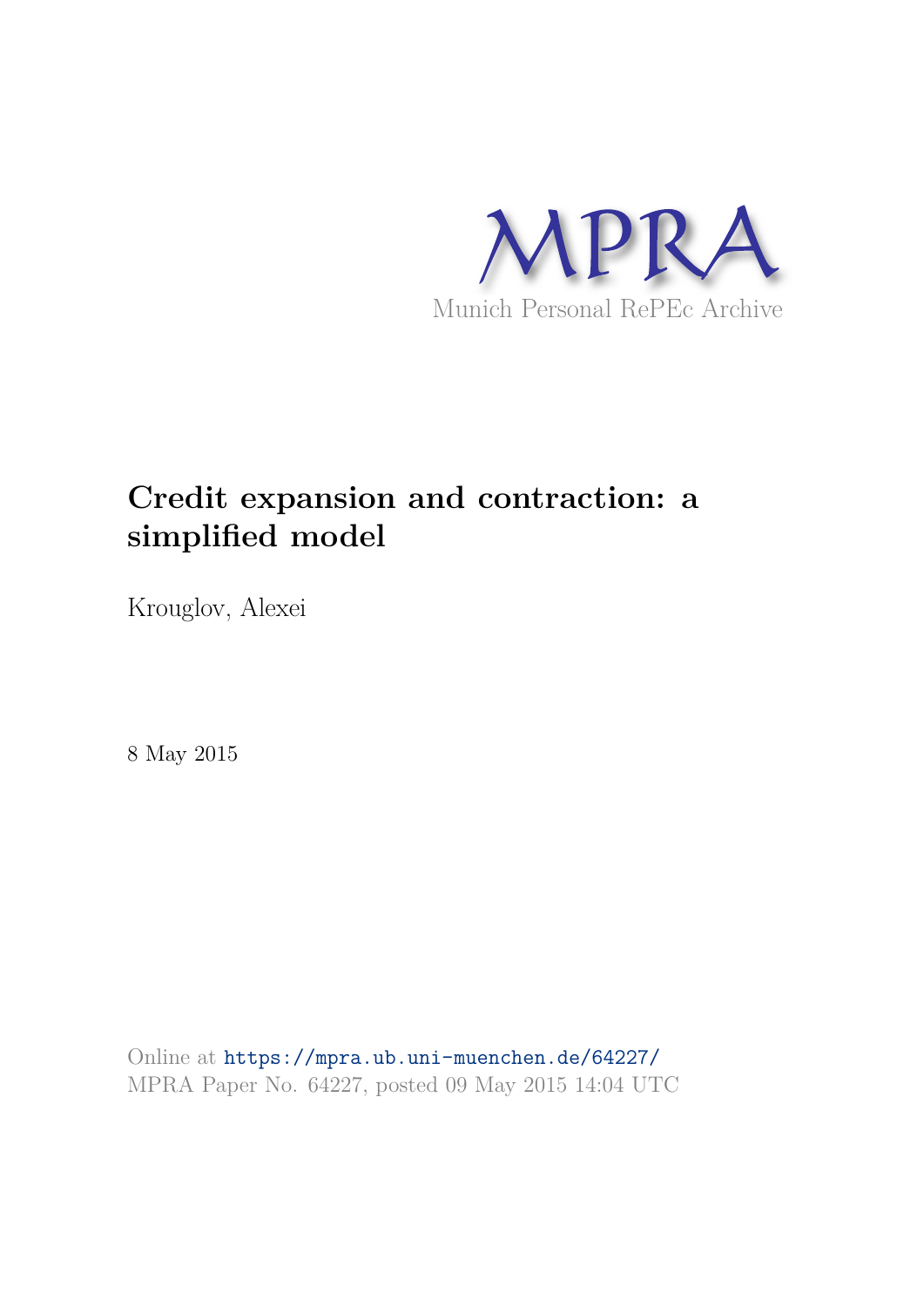MPRA

Munich Personal RePEc Archive

# Credit expansion and contraction: a simplified model

Krouglov, Alexei

8 May 2015

Online at https://mpra.ub.uni-muenchen.de/64227/
MPRA Paper No. 64227, posted 09 May 2015 14:04 UTC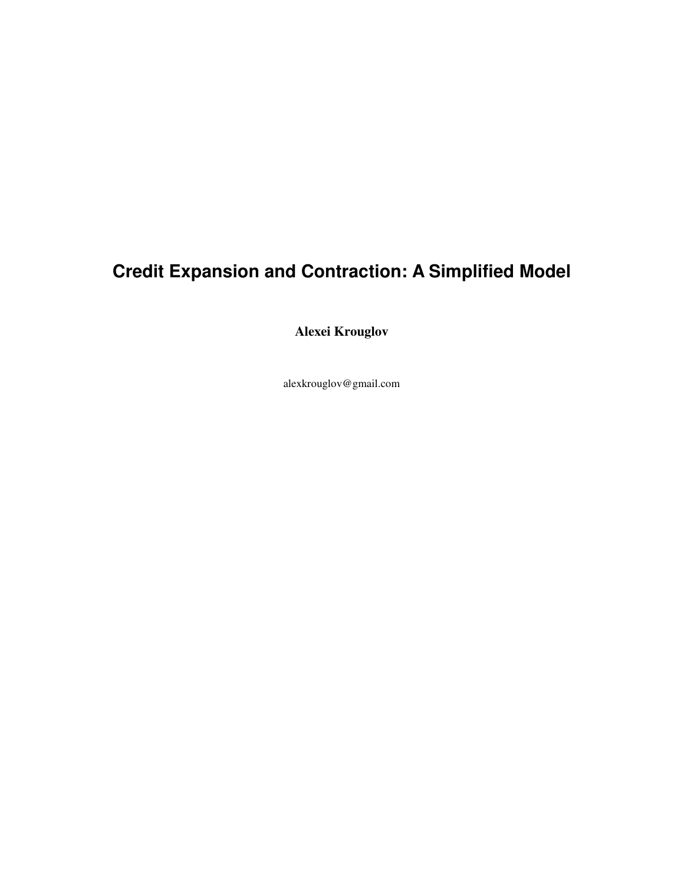# Credit Expansion and Contraction: A Simplified Model

**Alexei Krouglov**

alexkrouglov@gmail.com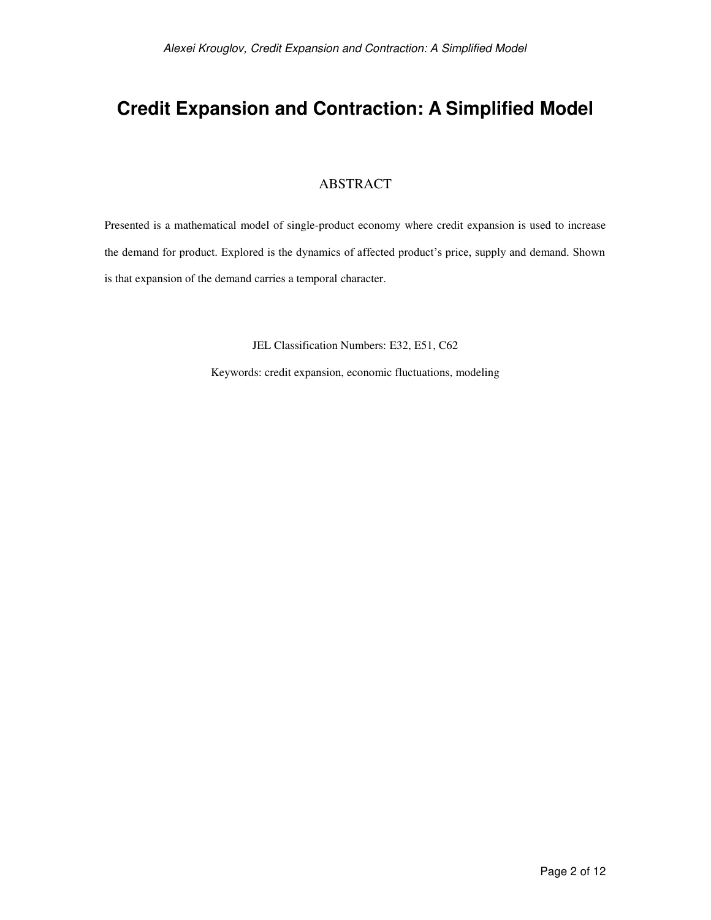# Credit Expansion and Contraction: A Simplified Model

## ABSTRACT

Presented is a mathematical model of single-product economy where credit expansion is used to increase the demand for product. Explored is the dynamics of affected product's price, supply and demand. Shown is that expansion of the demand carries a temporal character.

JEL Classification Numbers: E32, E51, C62

Keywords: credit expansion, economic fluctuations, modeling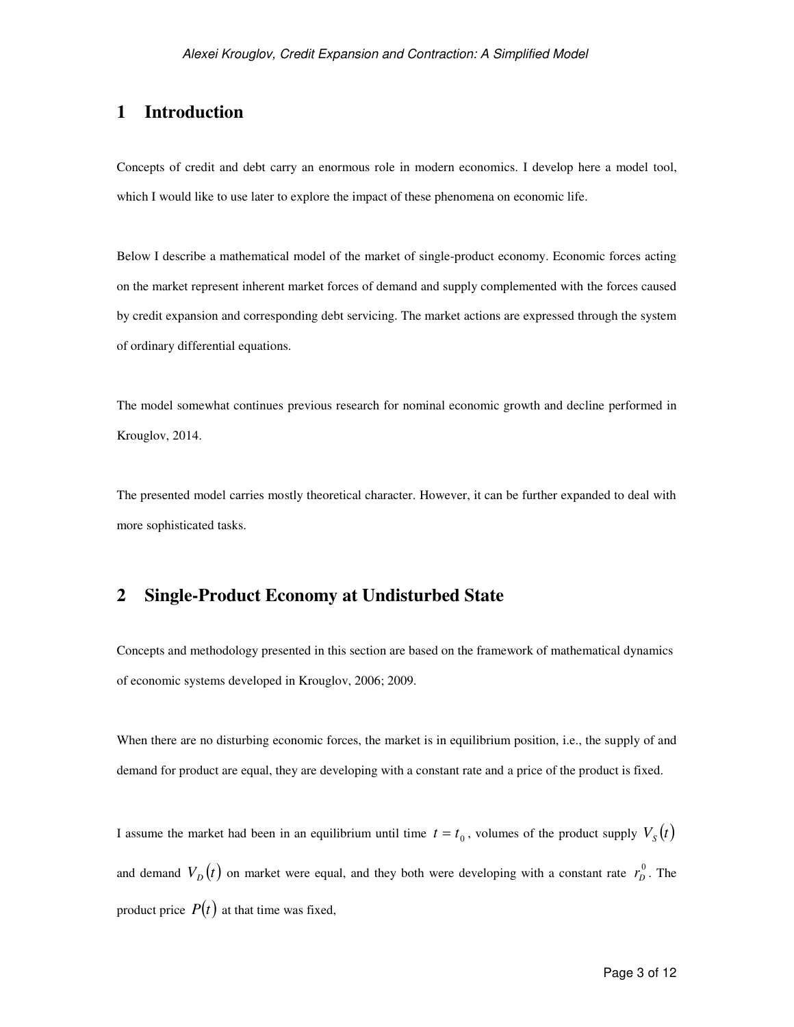# 1 Introduction

Concepts of credit and debt carry an enormous role in modern economics. I develop here a model tool, which I would like to use later to explore the impact of these phenomena on economic life.

Below I describe a mathematical model of the market of single-product economy. Economic forces acting on the market represent inherent market forces of demand and supply complemented with the forces caused by credit expansion and corresponding debt servicing. The market actions are expressed through the system of ordinary differential equations.

The model somewhat continues previous research for nominal economic growth and decline performed in Krouglov, 2014.

The presented model carries mostly theoretical character. However, it can be further expanded to deal with more sophisticated tasks.

# 2 Single-Product Economy at Undisturbed State

Concepts and methodology presented in this section are based on the framework of mathematical dynamics of economic systems developed in Krouglov, 2006; 2009.

When there are no disturbing economic forces, the market is in equilibrium position, i.e., the supply of and demand for product are equal, they are developing with a constant rate and a price of the product is fixed.

I assume the market had been in an equilibrium until time $t = t_0$, volumes of the product supply $V_S(t)$ and demand $V_D(t)$ on market were equal, and they both were developing with a constant rate $r_D^0$. The product price $P(t)$ at that time was fixed,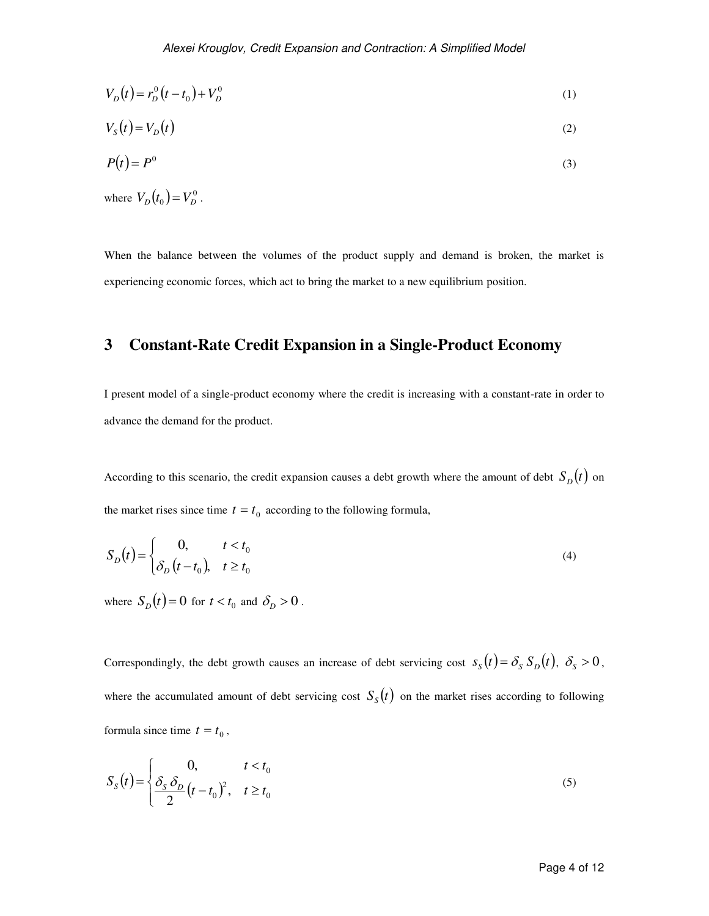$$V_D(t) = r_D^0 (t - t_0) + V_D^0 \tag{1}$$

$$V_S(t) = V_D(t) \tag{2}$$

$$P(t) = P^0 \tag{3}$$

where $V_D(t_0) = V_D^0$.

When the balance between the volumes of the product supply and demand is broken, the market is experiencing economic forces, which act to bring the market to a new equilibrium position.

## 3 Constant-Rate Credit Expansion in a Single-Product Economy

I present model of a single-product economy where the credit is increasing with a constant-rate in order to advance the demand for the product.

According to this scenario, the credit expansion causes a debt growth where the amount of debt $S_D(t)$ on the market rises since time $t = t_0$ according to the following formula,

$$S_D(t) = \begin{cases} 0, & t < t_0 \\ \delta_D (t - t_0), & t \geq t_0 \end{cases} \tag{4}$$

where $S_D(t) = 0$ for $t < t_0$ and $\delta_D > 0$.

Correspondingly, the debt growth causes an increase of debt servicing cost $s_S(t) = \delta_S \, S_D(t)$, $\delta_S > 0$, where the accumulated amount of debt servicing cost $S_S(t)$ on the market rises according to following formula since time $t = t_0$,

$$S_S(t) = \begin{cases} 0, & t < t_0 \\ \dfrac{\delta_S \, \delta_D}{2} (t - t_0)^2, & t \geq t_0 \end{cases} \tag{5}$$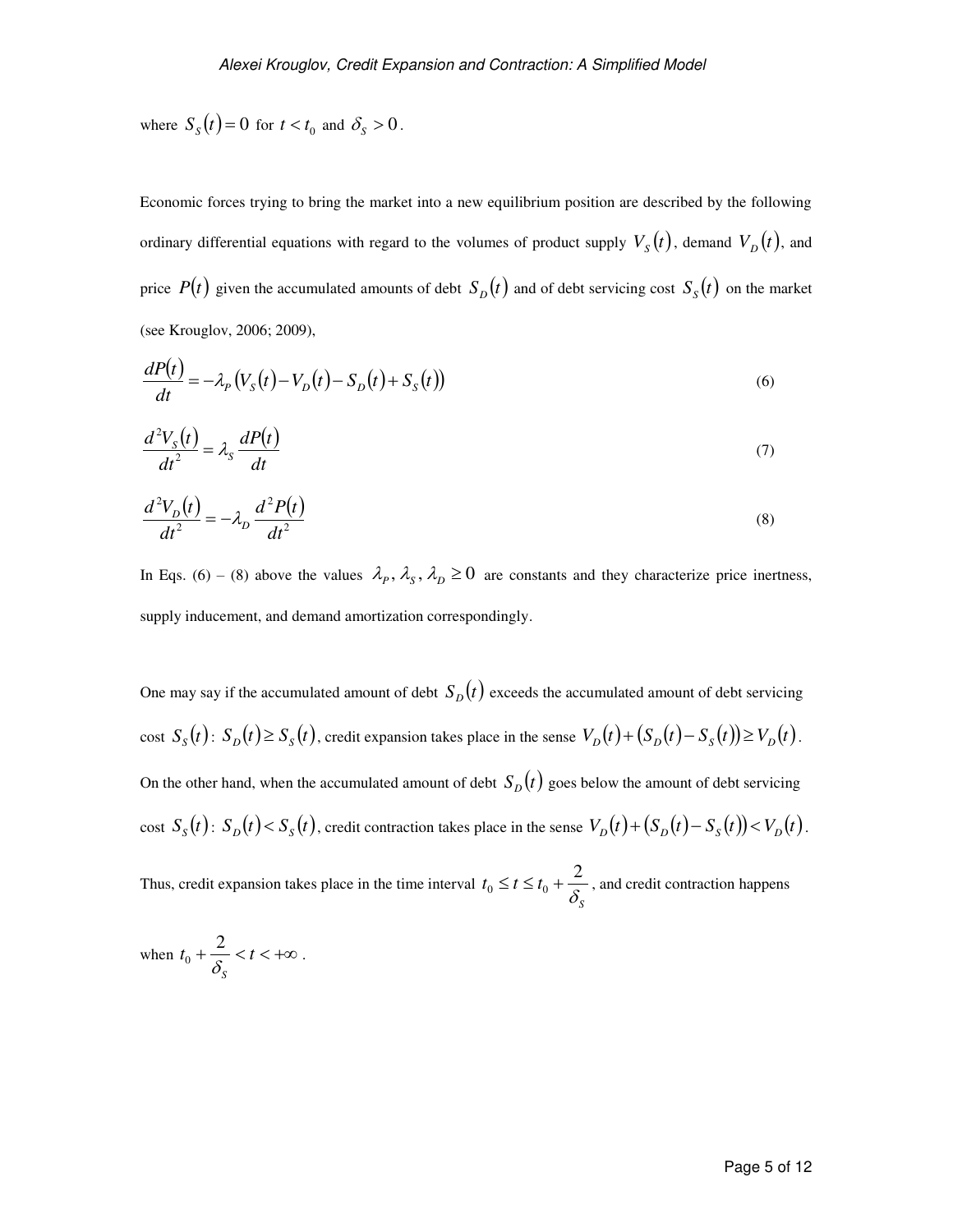where $S_S(t) = 0$ for $t < t_0$ and $\delta_S > 0$.

Economic forces trying to bring the market into a new equilibrium position are described by the following ordinary differential equations with regard to the volumes of product supply $V_S(t)$, demand $V_D(t)$, and price $P(t)$ given the accumulated amounts of debt $S_D(t)$ and of debt servicing cost $S_S(t)$ on the market (see Krouglov, 2006; 2009),

$$\frac{dP(t)}{dt} = -\lambda_P \left(V_S(t) - V_D(t) - S_D(t) + S_S(t)\right) \tag{6}$$

$$\frac{d^2 V_S(t)}{dt^2} = \lambda_S \frac{dP(t)}{dt} \tag{7}$$

$$\frac{d^2 V_D(t)}{dt^2} = -\lambda_D \frac{d^2 P(t)}{dt^2} \tag{8}$$

In Eqs. (6) – (8) above the values $\lambda_P, \lambda_S, \lambda_D \geq 0$ are constants and they characterize price inertness, supply inducement, and demand amortization correspondingly.

One may say if the accumulated amount of debt $S_D(t)$ exceeds the accumulated amount of debt servicing cost $S_S(t)$: $S_D(t) \geq S_S(t)$, credit expansion takes place in the sense $V_D(t) + \left(S_D(t) - S_S(t)\right) \geq V_D(t)$. On the other hand, when the accumulated amount of debt $S_D(t)$ goes below the amount of debt servicing cost $S_S(t)$: $S_D(t) < S_S(t)$, credit contraction takes place in the sense $V_D(t) + \left(S_D(t) - S_S(t)\right) < V_D(t)$. Thus, credit expansion takes place in the time interval $t_0 \leq t \leq t_0 + \frac{2}{\delta_S}$, and credit contraction happens when $t_0 + \frac{2}{\delta_S} < t < +\infty$.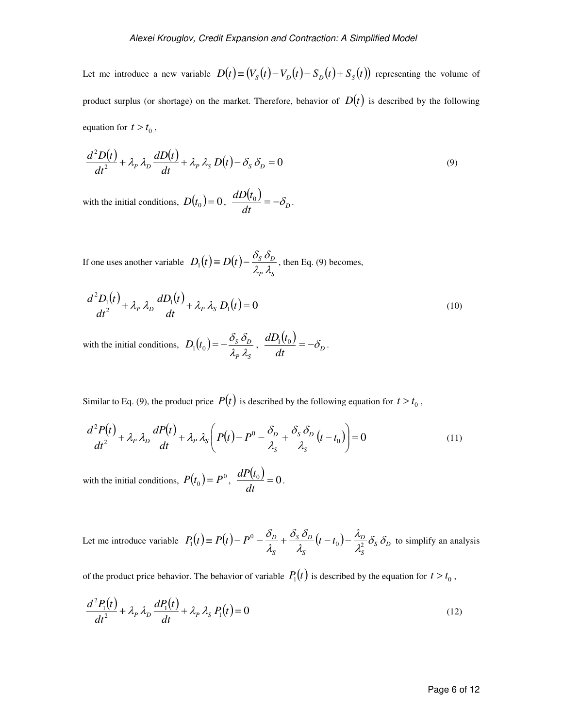Let me introduce a new variable $D(t) \equiv (V_S(t) - V_D(t) - S_D(t) + S_S(t))$ representing the volume of product surplus (or shortage) on the market. Therefore, behavior of $D(t)$ is described by the following equation for $t > t_0$,

$$\frac{d^2 D(t)}{dt^2} + \lambda_P \lambda_D \frac{dD(t)}{dt} + \lambda_P \lambda_S D(t) - \delta_S \delta_D = 0 \tag{9}$$

with the initial conditions, $D(t_0) = 0$, $\dfrac{dD(t_0)}{dt} = -\delta_D$.

If one uses another variable $D_1(t) \equiv D(t) - \dfrac{\delta_S \delta_D}{\lambda_P \lambda_S}$, then Eq. (9) becomes,

$$\frac{d^2 D_1(t)}{dt^2} + \lambda_P \lambda_D \frac{dD_1(t)}{dt} + \lambda_P \lambda_S D_1(t) = 0 \tag{10}$$

with the initial conditions, $D_1(t_0) = -\dfrac{\delta_S \delta_D}{\lambda_P \lambda_S}$, $\dfrac{dD_1(t_0)}{dt} = -\delta_D$.

Similar to Eq. (9), the product price $P(t)$ is described by the following equation for $t > t_0$,

$$\frac{d^2 P(t)}{dt^2} + \lambda_P \lambda_D \frac{dP(t)}{dt} + \lambda_P \lambda_S \left( P(t) - P^0 - \frac{\delta_D}{\lambda_S} + \frac{\delta_S \delta_D}{\lambda_S} (t - t_0) \right) = 0 \tag{11}$$

with the initial conditions, $P(t_0) = P^0$, $\dfrac{dP(t_0)}{dt} = 0$.

Let me introduce variable $P_1(t) \equiv P(t) - P^0 - \dfrac{\delta_D}{\lambda_S} + \dfrac{\delta_S \delta_D}{\lambda_S}(t - t_0) - \dfrac{\lambda_D}{\lambda_S^2} \delta_S \delta_D$ to simplify an analysis of the product price behavior. The behavior of variable $P_1(t)$ is described by the equation for $t > t_0$,

$$\frac{d^2 P_1(t)}{dt^2} + \lambda_P \lambda_D \frac{dP_1(t)}{dt} + \lambda_P \lambda_S P_1(t) = 0 \tag{12}$$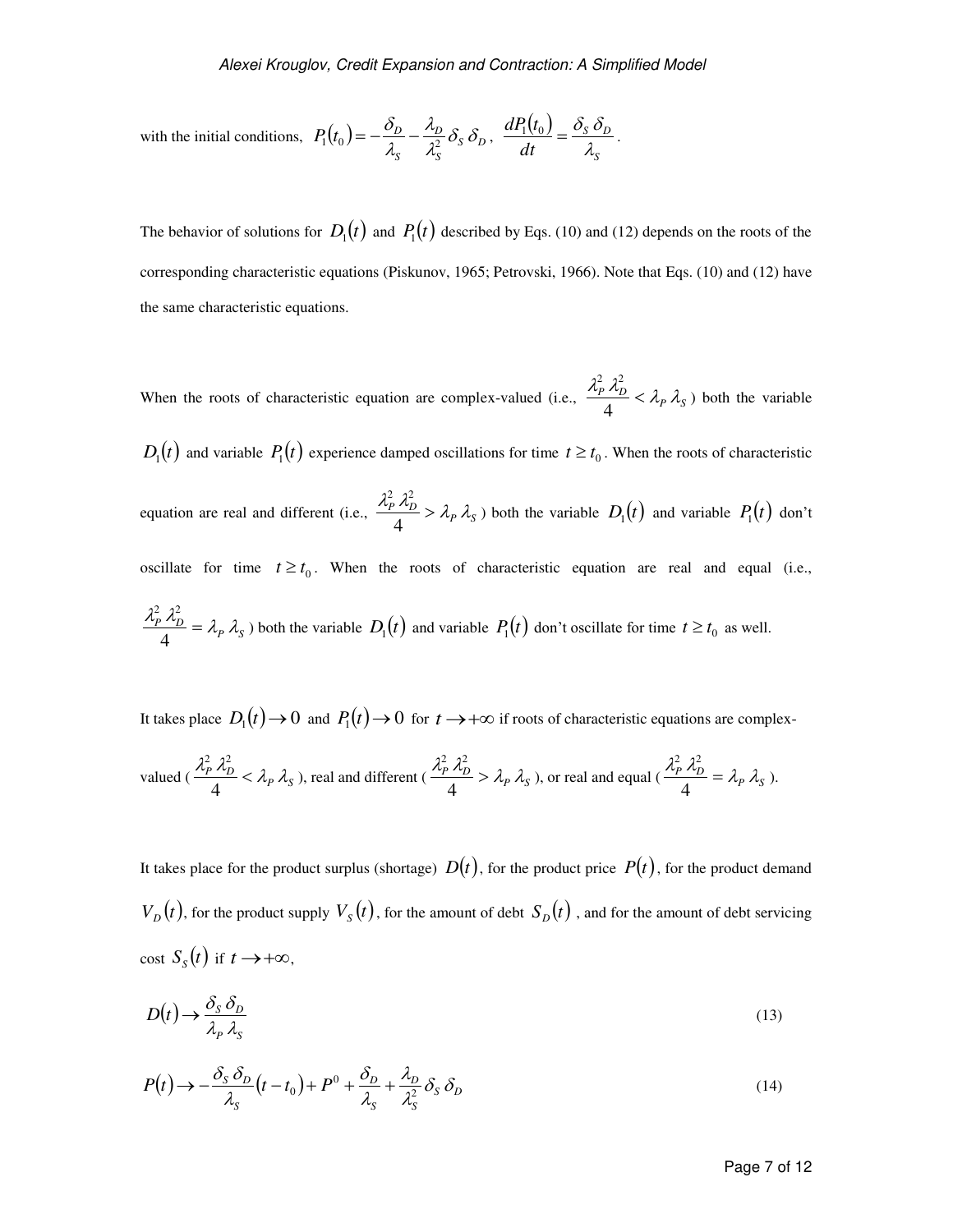with the initial conditions, $P_1(t_0) = -\dfrac{\delta_D}{\lambda_S} - \dfrac{\lambda_D}{\lambda_S^2}\delta_S\,\delta_D$, $\dfrac{dP_1(t_0)}{dt} = \dfrac{\delta_S\,\delta_D}{\lambda_S}$.

The behavior of solutions for $D_1(t)$ and $P_1(t)$ described by Eqs. (10) and (12) depends on the roots of the corresponding characteristic equations (Piskunov, 1965; Petrovski, 1966). Note that Eqs. (10) and (12) have the same characteristic equations.

When the roots of characteristic equation are complex-valued (i.e., $\dfrac{\lambda_P^2\,\lambda_D^2}{4} < \lambda_P\,\lambda_S$) both the variable $D_1(t)$ and variable $P_1(t)$ experience damped oscillations for time $t \ge t_0$. When the roots of characteristic equation are real and different (i.e., $\dfrac{\lambda_P^2\,\lambda_D^2}{4} > \lambda_P\,\lambda_S$) both the variable $D_1(t)$ and variable $P_1(t)$ don't oscillate for time $t \ge t_0$. When the roots of characteristic equation are real and equal (i.e., $\dfrac{\lambda_P^2\,\lambda_D^2}{4} = \lambda_P\,\lambda_S$) both the variable $D_1(t)$ and variable $P_1(t)$ don't oscillate for time $t \ge t_0$ as well.

It takes place $D_1(t) \to 0$ and $P_1(t) \to 0$ for $t \to +\infty$ if roots of characteristic equations are complex-valued ($\dfrac{\lambda_P^2\,\lambda_D^2}{4} < \lambda_P\,\lambda_S$), real and different ($\dfrac{\lambda_P^2\,\lambda_D^2}{4} > \lambda_P\,\lambda_S$), or real and equal ($\dfrac{\lambda_P^2\,\lambda_D^2}{4} = \lambda_P\,\lambda_S$).

It takes place for the product surplus (shortage) $D(t)$, for the product price $P(t)$, for the product demand $V_D(t)$, for the product supply $V_S(t)$, for the amount of debt $S_D(t)$, and for the amount of debt servicing cost $S_S(t)$ if $t \to +\infty$,

$$D(t) \to \frac{\delta_S\,\delta_D}{\lambda_P\,\lambda_S} \tag{13}$$

$$P(t) \to -\frac{\delta_S\,\delta_D}{\lambda_S}(t - t_0) + P^0 + \frac{\delta_D}{\lambda_S} + \frac{\lambda_D}{\lambda_S^2}\delta_S\,\delta_D \tag{14}$$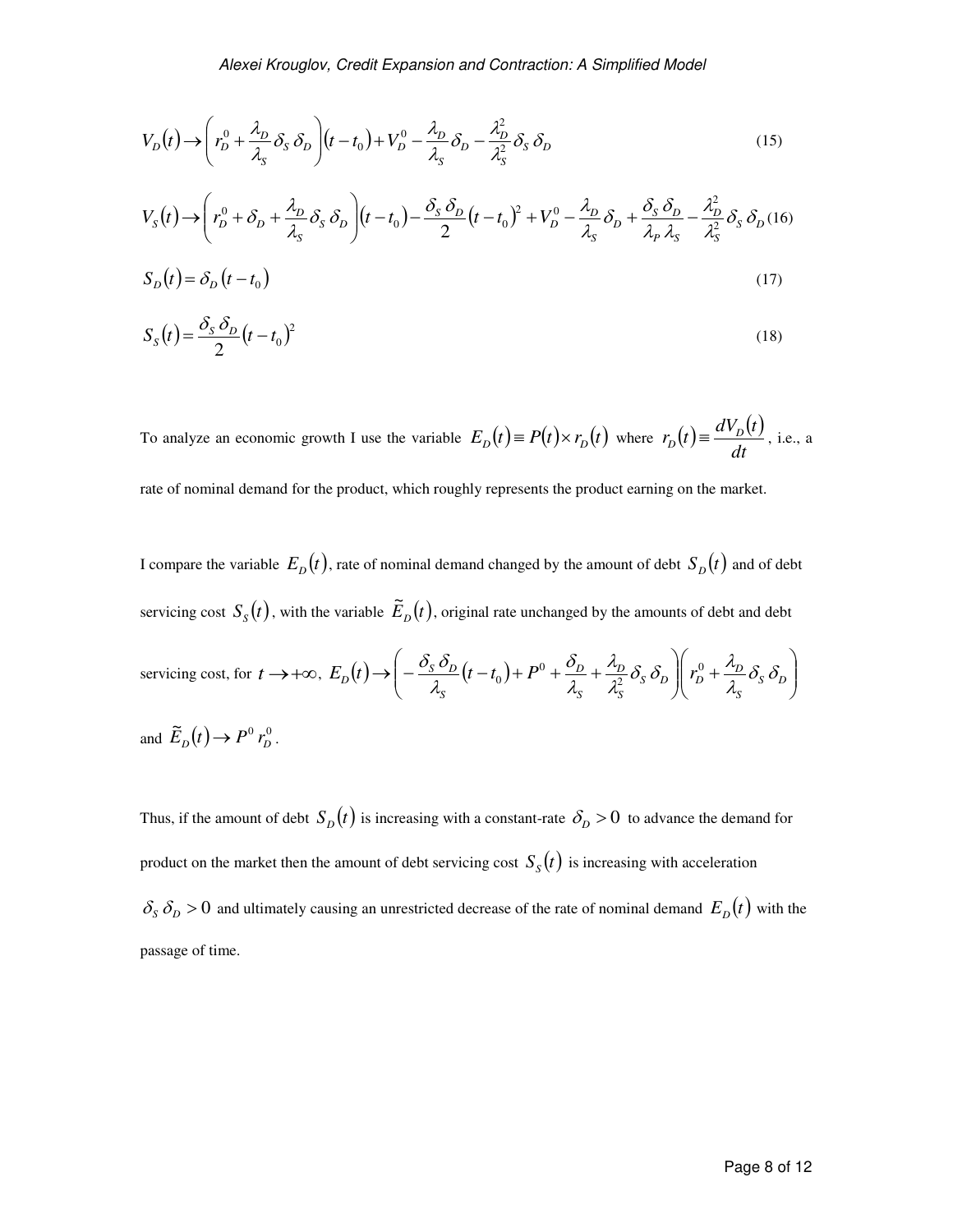$$V_D(t) \to \left( r_D^0 + \frac{\lambda_D}{\lambda_S} \delta_S \, \delta_D \right) (t - t_0) + V_D^0 - \frac{\lambda_D}{\lambda_S} \delta_D - \frac{\lambda_D^2}{\lambda_S^2} \delta_S \, \delta_D \tag{15}$$

$$V_S(t) \to \left( r_D^0 + \delta_D + \frac{\lambda_D}{\lambda_S} \delta_S \, \delta_D \right) (t - t_0) - \frac{\delta_S \, \delta_D}{2} (t - t_0)^2 + V_D^0 - \frac{\lambda_D}{\lambda_S} \delta_D + \frac{\delta_S \, \delta_D}{\lambda_P \, \lambda_S} - \frac{\lambda_D^2}{\lambda_S^2} \delta_S \, \delta_D \tag{16}$$

$$S_D(t) = \delta_D \, (t - t_0) \tag{17}$$

$$S_S(t) = \frac{\delta_S \, \delta_D}{2} (t - t_0)^2 \tag{18}$$

To analyze an economic growth I use the variable $E_D(t) \equiv P(t) \times r_D(t)$ where $r_D(t) \equiv \frac{dV_D(t)}{dt}$, i.e., a rate of nominal demand for the product, which roughly represents the product earning on the market.

I compare the variable $E_D(t)$, rate of nominal demand changed by the amount of debt $S_D(t)$ and of debt servicing cost $S_S(t)$, with the variable $\tilde{E}_D(t)$, original rate unchanged by the amounts of debt and debt servicing cost, for $t \to +\infty$, $E_D(t) \to \left( -\frac{\delta_S \, \delta_D}{\lambda_S} (t - t_0) + P^0 + \frac{\delta_D}{\lambda_S} + \frac{\lambda_D}{\lambda_S^2} \delta_S \, \delta_D \right) \left( r_D^0 + \frac{\lambda_D}{\lambda_S} \delta_S \, \delta_D \right)$ and $\tilde{E}_D(t) \to P^0 \, r_D^0$.

Thus, if the amount of debt $S_D(t)$ is increasing with a constant-rate $\delta_D > 0$ to advance the demand for product on the market then the amount of debt servicing cost $S_S(t)$ is increasing with acceleration $\delta_S \, \delta_D > 0$ and ultimately causing an unrestricted decrease of the rate of nominal demand $E_D(t)$ with the passage of time.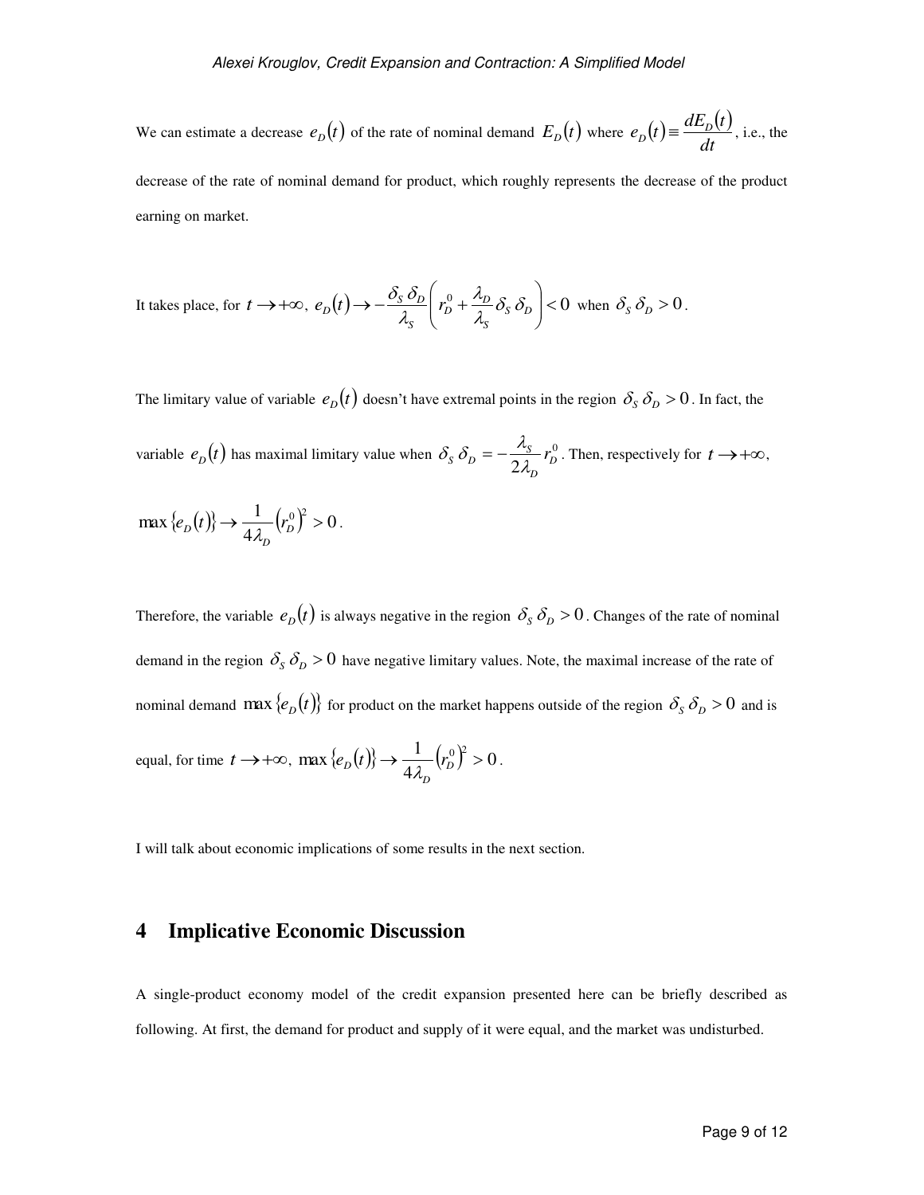We can estimate a decrease $e_D(t)$ of the rate of nominal demand $E_D(t)$ where $e_D(t) \equiv \dfrac{dE_D(t)}{dt}$, i.e., the decrease of the rate of nominal demand for product, which roughly represents the decrease of the product earning on market.

It takes place, for $t \to +\infty$, $e_D(t) \to -\dfrac{\delta_S\,\delta_D}{\lambda_S}\left(r_D^0 + \dfrac{\lambda_D}{\lambda_S}\delta_S\,\delta_D\right) < 0$ when $\delta_S\,\delta_D > 0$.

The limitary value of variable $e_D(t)$ doesn't have extremal points in the region $\delta_S\,\delta_D > 0$. In fact, the variable $e_D(t)$ has maximal limitary value when $\delta_S\,\delta_D = -\dfrac{\lambda_S}{2\lambda_D} r_D^0$. Then, respectively for $t \to +\infty$,

$\max\{e_D(t)\} \to \dfrac{1}{4\lambda_D}\left(r_D^0\right)^2 > 0$.

Therefore, the variable $e_D(t)$ is always negative in the region $\delta_S\,\delta_D > 0$. Changes of the rate of nominal demand in the region $\delta_S\,\delta_D > 0$ have negative limitary values. Note, the maximal increase of the rate of nominal demand $\max\{e_D(t)\}$ for product on the market happens outside of the region $\delta_S\,\delta_D > 0$ and is equal, for time $t \to +\infty$, $\max\{e_D(t)\} \to \dfrac{1}{4\lambda_D}\left(r_D^0\right)^2 > 0$.

I will talk about economic implications of some results in the next section.

## 4 Implicative Economic Discussion

A single-product economy model of the credit expansion presented here can be briefly described as following. At first, the demand for product and supply of it were equal, and the market was undisturbed.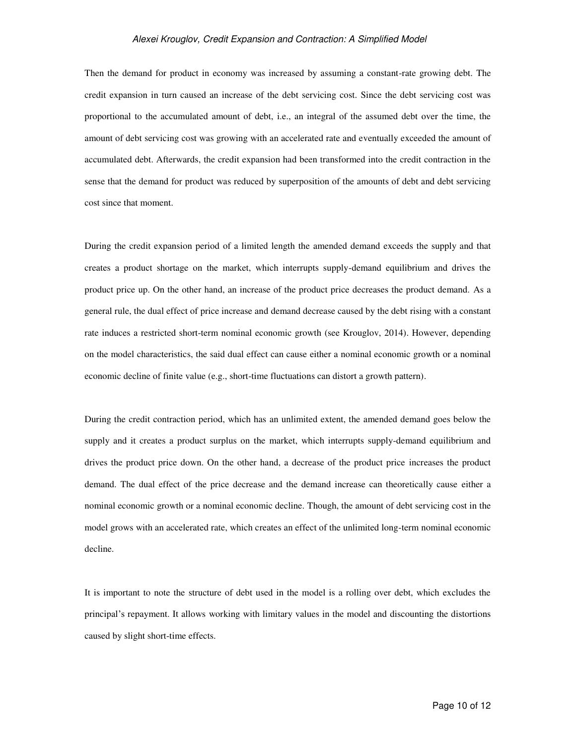Then the demand for product in economy was increased by assuming a constant-rate growing debt. The credit expansion in turn caused an increase of the debt servicing cost. Since the debt servicing cost was proportional to the accumulated amount of debt, i.e., an integral of the assumed debt over the time, the amount of debt servicing cost was growing with an accelerated rate and eventually exceeded the amount of accumulated debt. Afterwards, the credit expansion had been transformed into the credit contraction in the sense that the demand for product was reduced by superposition of the amounts of debt and debt servicing cost since that moment.

During the credit expansion period of a limited length the amended demand exceeds the supply and that creates a product shortage on the market, which interrupts supply-demand equilibrium and drives the product price up. On the other hand, an increase of the product price decreases the product demand. As a general rule, the dual effect of price increase and demand decrease caused by the debt rising with a constant rate induces a restricted short-term nominal economic growth (see Krouglov, 2014). However, depending on the model characteristics, the said dual effect can cause either a nominal economic growth or a nominal economic decline of finite value (e.g., short-time fluctuations can distort a growth pattern).

During the credit contraction period, which has an unlimited extent, the amended demand goes below the supply and it creates a product surplus on the market, which interrupts supply-demand equilibrium and drives the product price down. On the other hand, a decrease of the product price increases the product demand. The dual effect of the price decrease and the demand increase can theoretically cause either a nominal economic growth or a nominal economic decline. Though, the amount of debt servicing cost in the model grows with an accelerated rate, which creates an effect of the unlimited long-term nominal economic decline.

It is important to note the structure of debt used in the model is a rolling over debt, which excludes the principal's repayment. It allows working with limitary values in the model and discounting the distortions caused by slight short-time effects.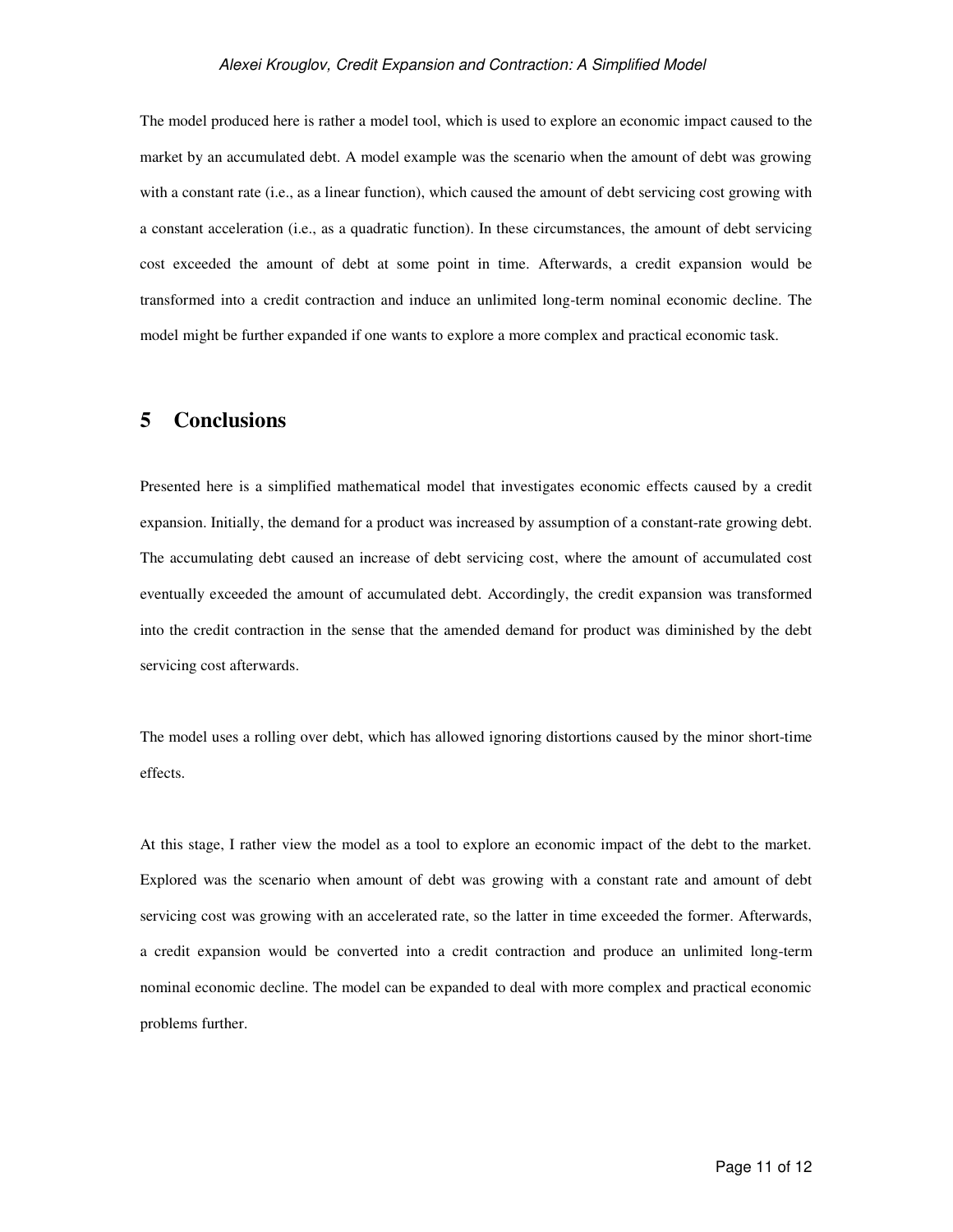The model produced here is rather a model tool, which is used to explore an economic impact caused to the market by an accumulated debt. A model example was the scenario when the amount of debt was growing with a constant rate (i.e., as a linear function), which caused the amount of debt servicing cost growing with a constant acceleration (i.e., as a quadratic function). In these circumstances, the amount of debt servicing cost exceeded the amount of debt at some point in time. Afterwards, a credit expansion would be transformed into a credit contraction and induce an unlimited long-term nominal economic decline. The model might be further expanded if one wants to explore a more complex and practical economic task.

## 5 Conclusions

Presented here is a simplified mathematical model that investigates economic effects caused by a credit expansion. Initially, the demand for a product was increased by assumption of a constant-rate growing debt. The accumulating debt caused an increase of debt servicing cost, where the amount of accumulated cost eventually exceeded the amount of accumulated debt. Accordingly, the credit expansion was transformed into the credit contraction in the sense that the amended demand for product was diminished by the debt servicing cost afterwards.

The model uses a rolling over debt, which has allowed ignoring distortions caused by the minor short-time effects.

At this stage, I rather view the model as a tool to explore an economic impact of the debt to the market. Explored was the scenario when amount of debt was growing with a constant rate and amount of debt servicing cost was growing with an accelerated rate, so the latter in time exceeded the former. Afterwards, a credit expansion would be converted into a credit contraction and produce an unlimited long-term nominal economic decline. The model can be expanded to deal with more complex and practical economic problems further.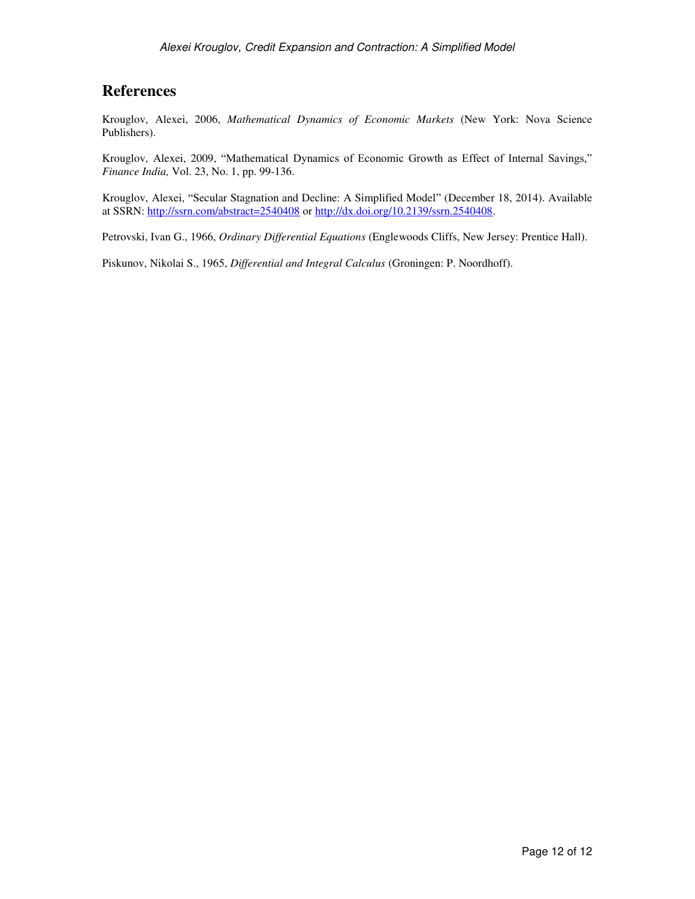## References

Krouglov, Alexei, 2006, *Mathematical Dynamics of Economic Markets* (New York: Nova Science Publishers).

Krouglov, Alexei, 2009, "Mathematical Dynamics of Economic Growth as Effect of Internal Savings," *Finance India,* Vol. 23, No. 1, pp. 99-136.

Krouglov, Alexei, "Secular Stagnation and Decline: A Simplified Model" (December 18, 2014). Available at SSRN: http://ssrn.com/abstract=2540408 or http://dx.doi.org/10.2139/ssrn.2540408.

Petrovski, Ivan G., 1966, *Ordinary Differential Equations* (Englewoods Cliffs, New Jersey: Prentice Hall).

Piskunov, Nikolai S., 1965, *Differential and Integral Calculus* (Groningen: P. Noordhoff).